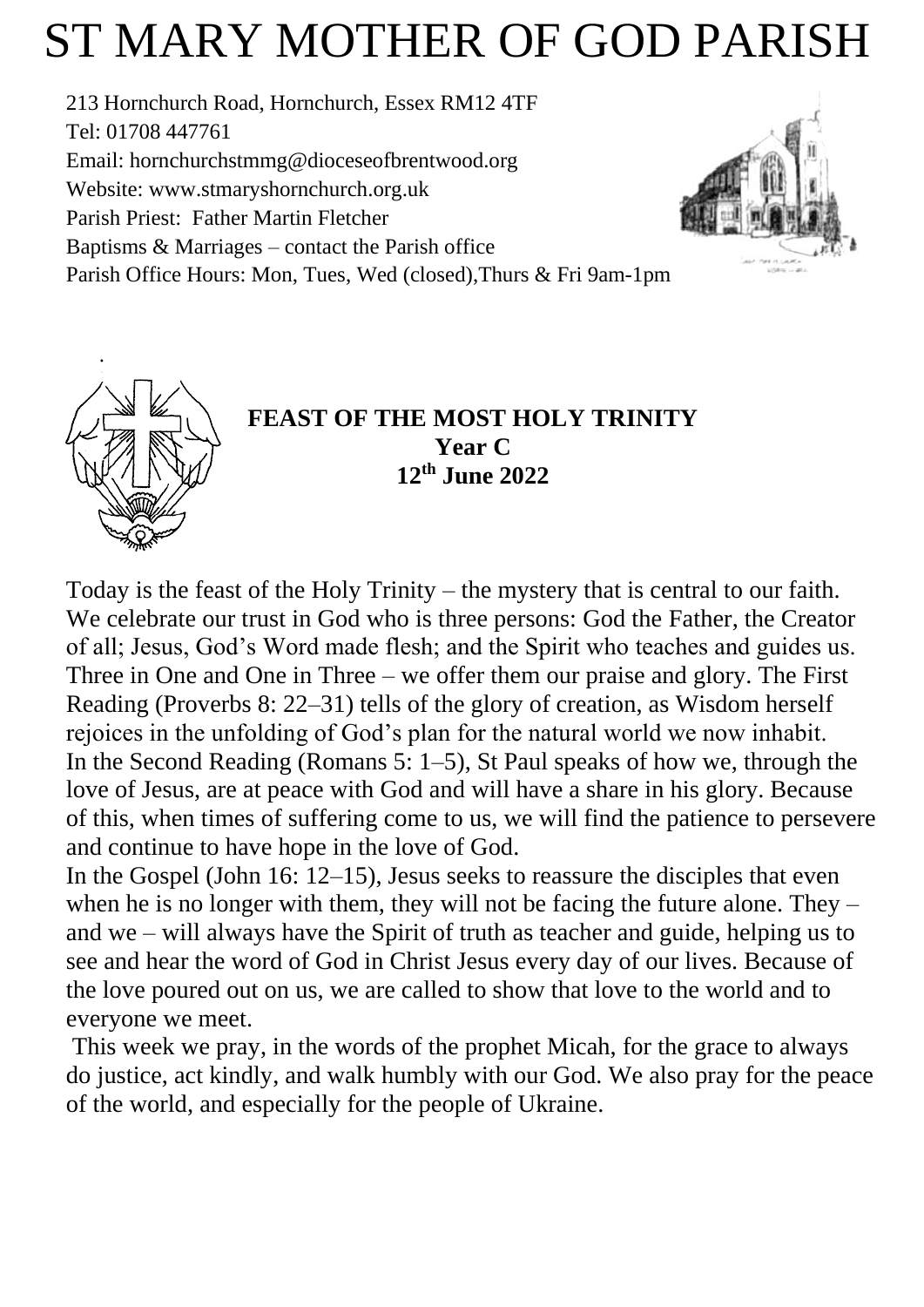# ST MARY MOTHER OF GOD PARISH

213 Hornchurch Road, Hornchurch, Essex RM12 4TF
Tel: 01708 447761
Email: hornchurchstmmg@dioceseofbrentwood.org
Website: www.stmaryshornchurch.org.uk
Parish Priest: Father Martin Fletcher
Baptisms & Marriages – contact the Parish office
Parish Office Hours: Mon, Tues, Wed (closed),Thurs & Fri 9am-1pm

**FEAST OF THE MOST HOLY TRINITY**
**Year C**
**12th June 2022**

Today is the feast of the Holy Trinity – the mystery that is central to our faith. We celebrate our trust in God who is three persons: God the Father, the Creator of all; Jesus, God's Word made flesh; and the Spirit who teaches and guides us. Three in One and One in Three – we offer them our praise and glory. The First Reading (Proverbs 8: 22–31) tells of the glory of creation, as Wisdom herself rejoices in the unfolding of God's plan for the natural world we now inhabit.
In the Second Reading (Romans 5: 1–5), St Paul speaks of how we, through the love of Jesus, are at peace with God and will have a share in his glory. Because of this, when times of suffering come to us, we will find the patience to persevere and continue to have hope in the love of God.
In the Gospel (John 16: 12–15), Jesus seeks to reassure the disciples that even when he is no longer with them, they will not be facing the future alone. They – and we – will always have the Spirit of truth as teacher and guide, helping us to see and hear the word of God in Christ Jesus every day of our lives. Because of the love poured out on us, we are called to show that love to the world and to everyone we meet.
This week we pray, in the words of the prophet Micah, for the grace to always do justice, act kindly, and walk humbly with our God. We also pray for the peace of the world, and especially for the people of Ukraine.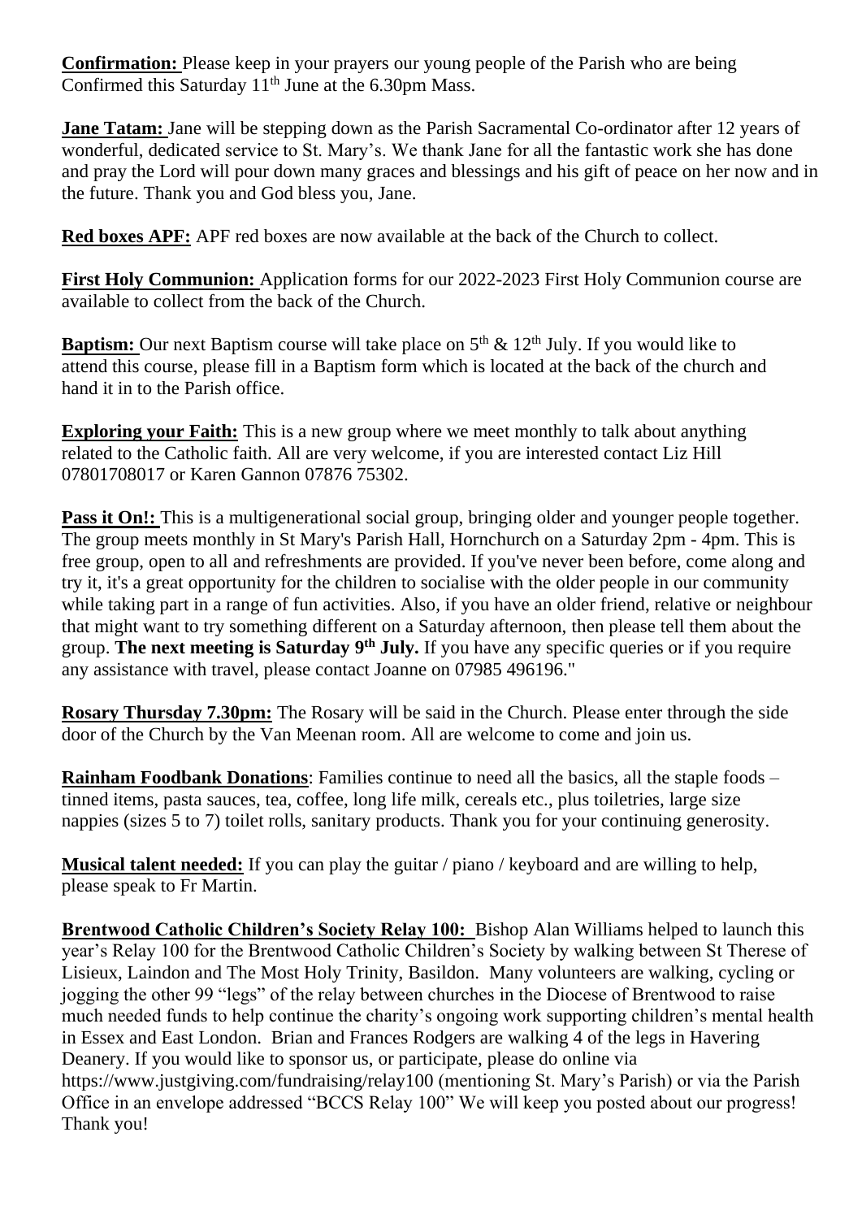**Confirmation:** Please keep in your prayers our young people of the Parish who are being Confirmed this Saturday 11th June at the 6.30pm Mass.

**Jane Tatam:** Jane will be stepping down as the Parish Sacramental Co-ordinator after 12 years of wonderful, dedicated service to St. Mary's. We thank Jane for all the fantastic work she has done and pray the Lord will pour down many graces and blessings and his gift of peace on her now and in the future. Thank you and God bless you, Jane.

**Red boxes APF:** APF red boxes are now available at the back of the Church to collect.

**First Holy Communion:** Application forms for our 2022-2023 First Holy Communion course are available to collect from the back of the Church.

**Baptism:** Our next Baptism course will take place on 5th & 12th July. If you would like to attend this course, please fill in a Baptism form which is located at the back of the church and hand it in to the Parish office.

**Exploring your Faith:** This is a new group where we meet monthly to talk about anything related to the Catholic faith. All are very welcome, if you are interested contact Liz Hill 07801708017 or Karen Gannon 07876 75302.

**Pass it On!:** This is a multigenerational social group, bringing older and younger people together. The group meets monthly in St Mary's Parish Hall, Hornchurch on a Saturday 2pm - 4pm. This is free group, open to all and refreshments are provided. If you've never been before, come along and try it, it's a great opportunity for the children to socialise with the older people in our community while taking part in a range of fun activities. Also, if you have an older friend, relative or neighbour that might want to try something different on a Saturday afternoon, then please tell them about the group. **The next meeting is Saturday 9th July.** If you have any specific queries or if you require any assistance with travel, please contact Joanne on 07985 496196."

**Rosary Thursday 7.30pm:** The Rosary will be said in the Church. Please enter through the side door of the Church by the Van Meenan room. All are welcome to come and join us.

**Rainham Foodbank Donations**: Families continue to need all the basics, all the staple foods – tinned items, pasta sauces, tea, coffee, long life milk, cereals etc., plus toiletries, large size nappies (sizes 5 to 7) toilet rolls, sanitary products. Thank you for your continuing generosity.

**Musical talent needed:** If you can play the guitar / piano / keyboard and are willing to help, please speak to Fr Martin.

**Brentwood Catholic Children's Society Relay 100:** Bishop Alan Williams helped to launch this year's Relay 100 for the Brentwood Catholic Children's Society by walking between St Therese of Lisieux, Laindon and The Most Holy Trinity, Basildon. Many volunteers are walking, cycling or jogging the other 99 "legs" of the relay between churches in the Diocese of Brentwood to raise much needed funds to help continue the charity's ongoing work supporting children's mental health in Essex and East London. Brian and Frances Rodgers are walking 4 of the legs in Havering Deanery. If you would like to sponsor us, or participate, please do online via https://www.justgiving.com/fundraising/relay100 (mentioning St. Mary's Parish) or via the Parish Office in an envelope addressed "BCCS Relay 100" We will keep you posted about our progress! Thank you!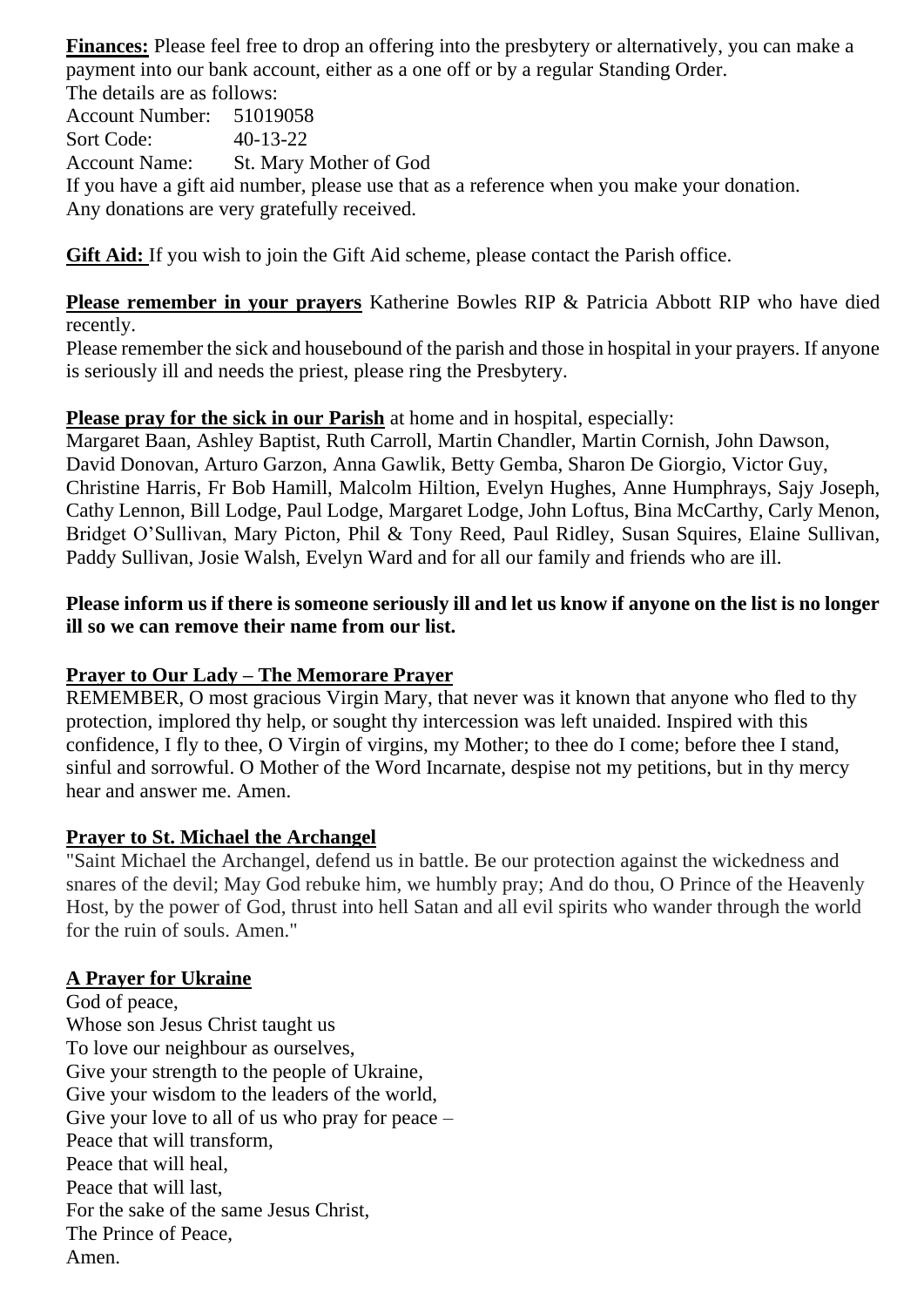**Finances:** Please feel free to drop an offering into the presbytery or alternatively, you can make a payment into our bank account, either as a one off or by a regular Standing Order.
The details are as follows:
Account Number: 51019058
Sort Code: 40-13-22
Account Name: St. Mary Mother of God
If you have a gift aid number, please use that as a reference when you make your donation.
Any donations are very gratefully received.

**Gift Aid:** If you wish to join the Gift Aid scheme, please contact the Parish office.

**Please remember in your prayers** Katherine Bowles RIP & Patricia Abbott RIP who have died recently.
Please remember the sick and housebound of the parish and those in hospital in your prayers. If anyone is seriously ill and needs the priest, please ring the Presbytery.

**Please pray for the sick in our Parish** at home and in hospital, especially:
Margaret Baan, Ashley Baptist, Ruth Carroll, Martin Chandler, Martin Cornish, John Dawson, David Donovan, Arturo Garzon, Anna Gawlik, Betty Gemba, Sharon De Giorgio, Victor Guy, Christine Harris, Fr Bob Hamill, Malcolm Hiltion, Evelyn Hughes, Anne Humphrays, Sajy Joseph, Cathy Lennon, Bill Lodge, Paul Lodge, Margaret Lodge, John Loftus, Bina McCarthy, Carly Menon, Bridget O'Sullivan, Mary Picton, Phil & Tony Reed, Paul Ridley, Susan Squires, Elaine Sullivan, Paddy Sullivan, Josie Walsh, Evelyn Ward and for all our family and friends who are ill.

**Please inform us if there is someone seriously ill and let us know if anyone on the list is no longer ill so we can remove their name from our list.**

**Prayer to Our Lady – The Memorare Prayer**

REMEMBER, O most gracious Virgin Mary, that never was it known that anyone who fled to thy protection, implored thy help, or sought thy intercession was left unaided. Inspired with this confidence, I fly to thee, O Virgin of virgins, my Mother; to thee do I come; before thee I stand, sinful and sorrowful. O Mother of the Word Incarnate, despise not my petitions, but in thy mercy hear and answer me. Amen.

**Prayer to St. Michael the Archangel**

"Saint Michael the Archangel, defend us in battle. Be our protection against the wickedness and snares of the devil; May God rebuke him, we humbly pray; And do thou, O Prince of the Heavenly Host, by the power of God, thrust into hell Satan and all evil spirits who wander through the world for the ruin of souls. Amen."

**A Prayer for Ukraine**

God of peace,
Whose son Jesus Christ taught us
To love our neighbour as ourselves,
Give your strength to the people of Ukraine,
Give your wisdom to the leaders of the world,
Give your love to all of us who pray for peace –
Peace that will transform,
Peace that will heal,
Peace that will last,
For the sake of the same Jesus Christ,
The Prince of Peace,
Amen.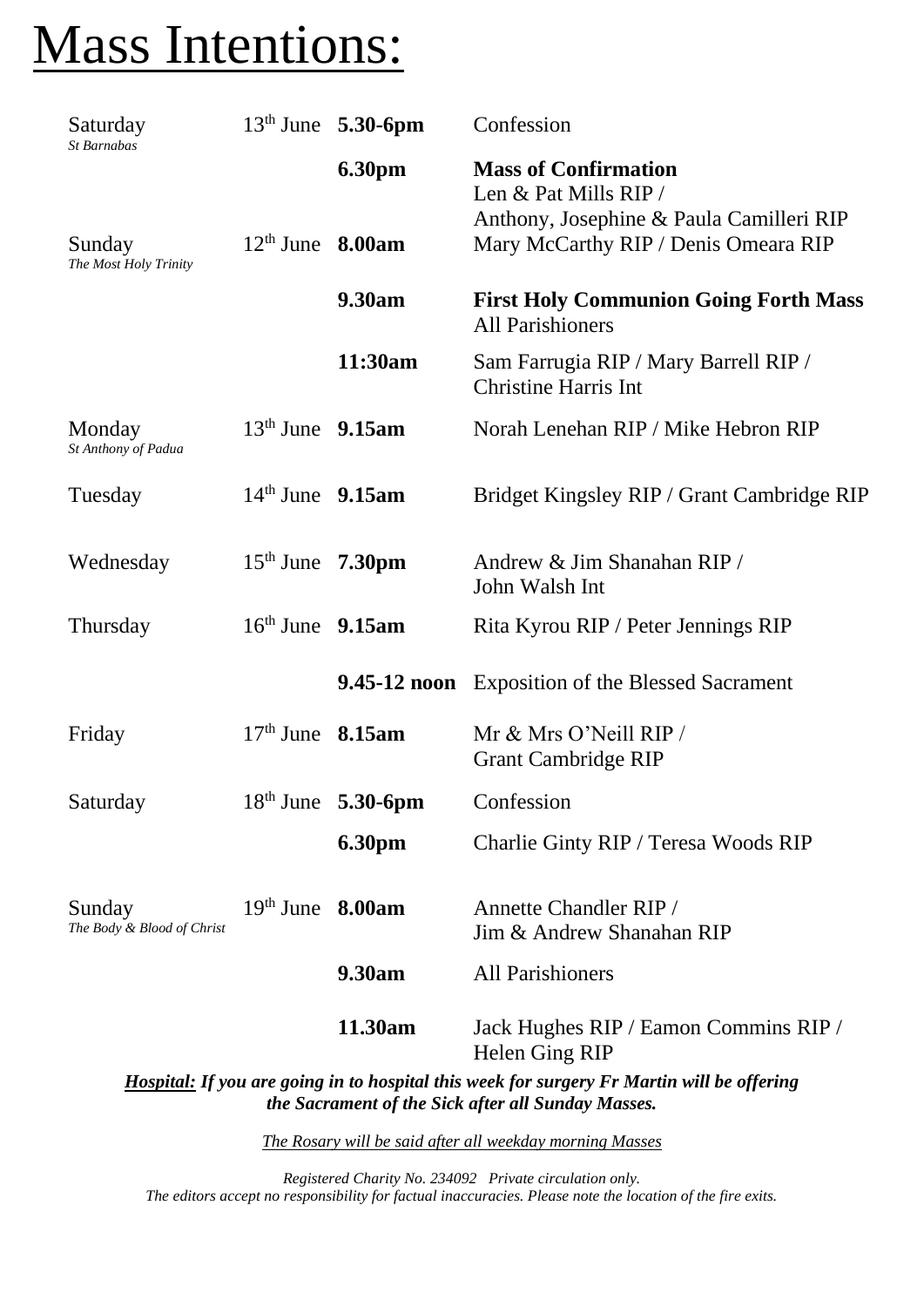# Mass Intentions:

| | | | |
|---|---|---|---|
| Saturday *St Barnabas* | 13th June | **5.30-6pm** | Confession |
| | | **6.30pm** | **Mass of Confirmation** Len & Pat Mills RIP / Anthony, Josephine & Paula Camilleri RIP |
| Sunday *The Most Holy Trinity* | 12th June | **8.00am** | Mary McCarthy RIP / Denis Omeara RIP |
| | | **9.30am** | **First Holy Communion Going Forth Mass** All Parishioners |
| | | **11:30am** | Sam Farrugia RIP / Mary Barrell RIP / Christine Harris Int |
| Monday *St Anthony of Padua* | 13th June | **9.15am** | Norah Lenehan RIP / Mike Hebron RIP |
| Tuesday | 14th June | **9.15am** | Bridget Kingsley RIP / Grant Cambridge RIP |
| Wednesday | 15th June | **7.30pm** | Andrew & Jim Shanahan RIP / John Walsh Int |
| Thursday | 16th June | **9.15am** | Rita Kyrou RIP / Peter Jennings RIP |
| | | **9.45-12 noon** | Exposition of the Blessed Sacrament |
| Friday | 17th June | **8.15am** | Mr & Mrs O'Neill RIP / Grant Cambridge RIP |
| Saturday | 18th June | **5.30-6pm** | Confession |
| | | **6.30pm** | Charlie Ginty RIP / Teresa Woods RIP |
| Sunday *The Body & Blood of Christ* | 19th June | **8.00am** | Annette Chandler RIP / Jim & Andrew Shanahan RIP |
| | | **9.30am** | All Parishioners |
| | | **11.30am** | Jack Hughes RIP / Eamon Commins RIP / Helen Ging RIP |

***Hospital:* If you are going in to hospital this week for surgery Fr Martin will be offering the Sacrament of the Sick after all Sunday Masses.**

*The Rosary will be said after all weekday morning Masses*

*Registered Charity No. 234092 Private circulation only.*
*The editors accept no responsibility for factual inaccuracies. Please note the location of the fire exits.*